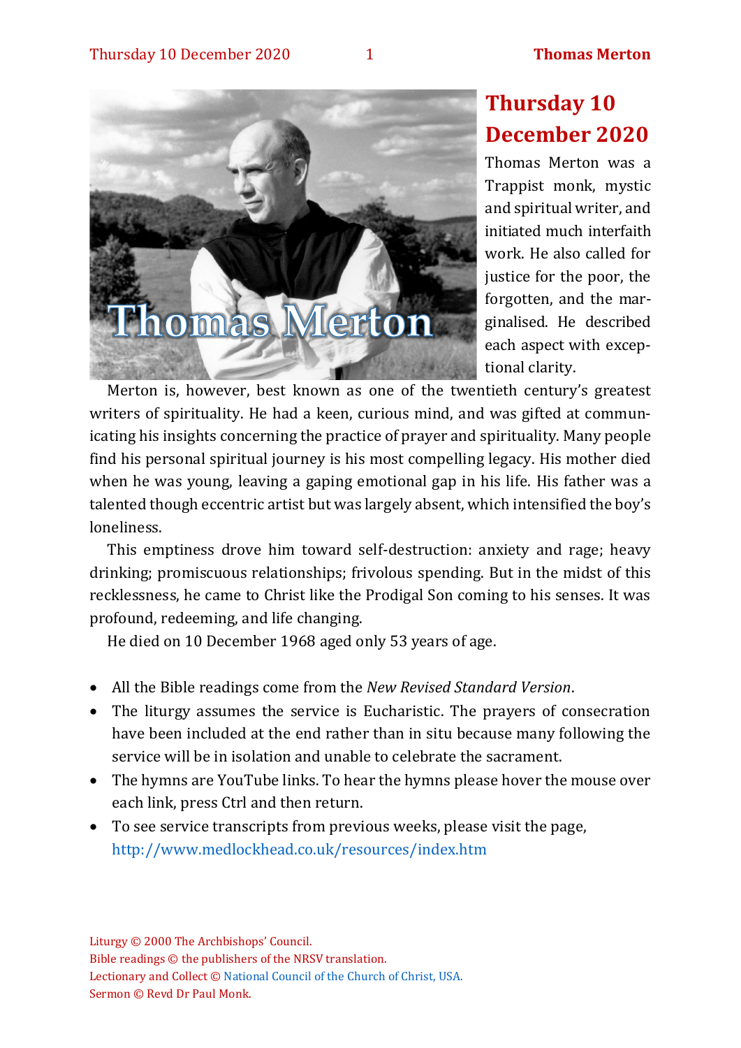# Thursday 10 December 2020

Thomas Merton was a Trappist monk, mystic and spiritual writer, and initiated much interfaith work. He also called for justice for the poor, the forgotten, and the marginalised. He described each aspect with exceptional clarity.

Merton is, however, best known as one of the twentieth century's greatest writers of spirituality. He had a keen, curious mind, and was gifted at communicating his insights concerning the practice of prayer and spirituality. Many people find his personal spiritual journey is his most compelling legacy. His mother died when he was young, leaving a gaping emotional gap in his life. His father was a talented though eccentric artist but was largely absent, which intensified the boy's loneliness.

This emptiness drove him toward self-destruction: anxiety and rage; heavy drinking; promiscuous relationships; frivolous spending. But in the midst of this recklessness, he came to Christ like the Prodigal Son coming to his senses. It was profound, redeeming, and life changing.

He died on 10 December 1968 aged only 53 years of age.

- All the Bible readings come from the *New Revised Standard Version*.
- The liturgy assumes the service is Eucharistic. The prayers of consecration have been included at the end rather than in situ because many following the service will be in isolation and unable to celebrate the sacrament.
- The hymns are YouTube links. To hear the hymns please hover the mouse over each link, press Ctrl and then return.
- To see service transcripts from previous weeks, please visit the page, http://www.medlockhead.co.uk/resources/index.htm

Liturgy © 2000 The Archbishops' Council.
Bible readings © the publishers of the NRSV translation.
Lectionary and Collect © National Council of the Church of Christ, USA.
Sermon © Revd Dr Paul Monk.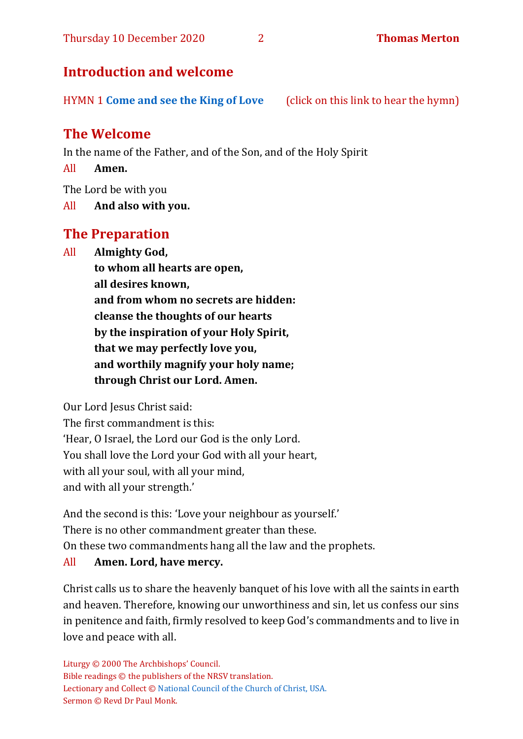## Introduction and welcome

HYMN 1 **Come and see the King of Love** (click on this link to hear the hymn)

## The Welcome

In the name of the Father, and of the Son, and of the Holy Spirit

All **Amen.**

The Lord be with you

All **And also with you.**

## The Preparation

All **Almighty God,**
**to whom all hearts are open,**
**all desires known,**
**and from whom no secrets are hidden:**
**cleanse the thoughts of our hearts**
**by the inspiration of your Holy Spirit,**
**that we may perfectly love you,**
**and worthily magnify your holy name;**
**through Christ our Lord. Amen.**

Our Lord Jesus Christ said:
The first commandment is this:
'Hear, O Israel, the Lord our God is the only Lord.
You shall love the Lord your God with all your heart,
with all your soul, with all your mind,
and with all your strength.'

And the second is this: 'Love your neighbour as yourself.'
There is no other commandment greater than these.
On these two commandments hang all the law and the prophets.

All **Amen. Lord, have mercy.**

Christ calls us to share the heavenly banquet of his love with all the saints in earth and heaven. Therefore, knowing our unworthiness and sin, let us confess our sins in penitence and faith, firmly resolved to keep God's commandments and to live in love and peace with all.

Liturgy © 2000 The Archbishops' Council.
Bible readings © the publishers of the NRSV translation.
Lectionary and Collect © National Council of the Church of Christ, USA.
Sermon © Revd Dr Paul Monk.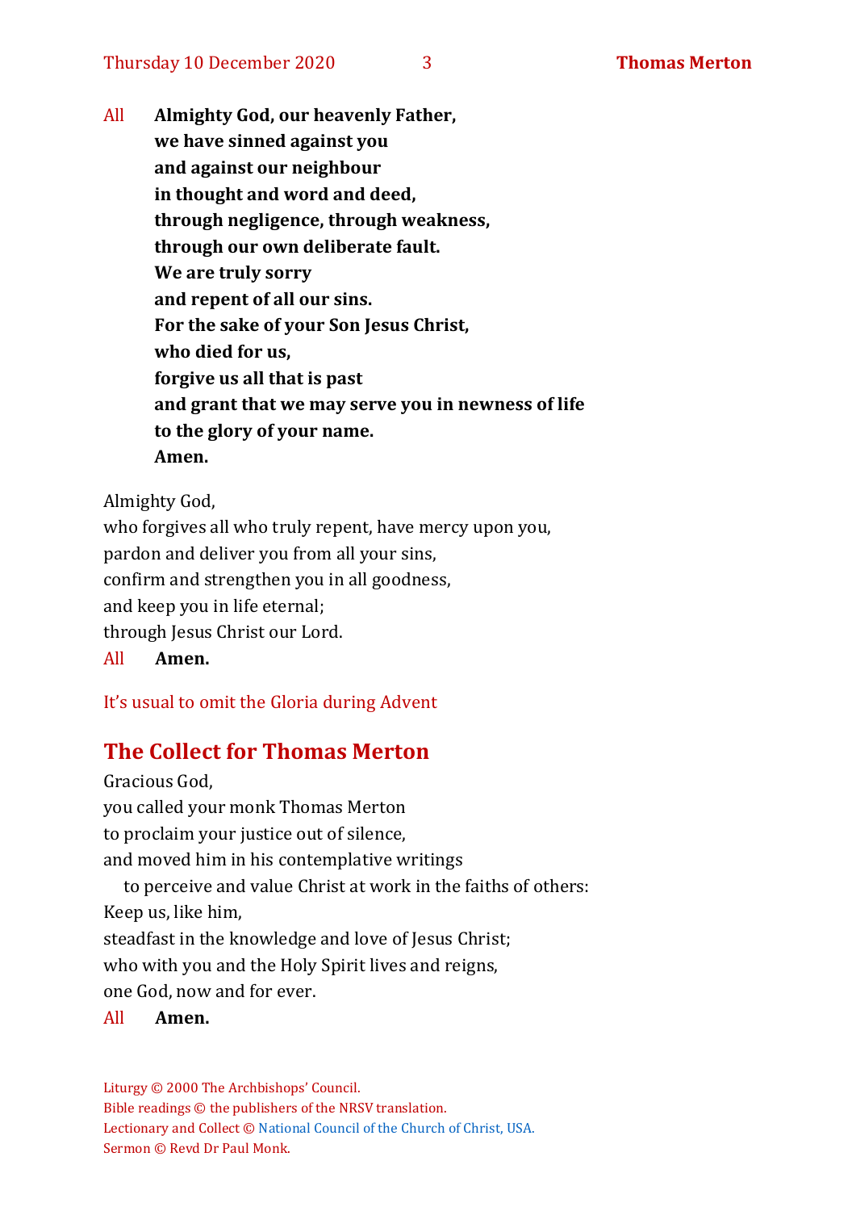All **Almighty God, our heavenly Father,**
**we have sinned against you**
**and against our neighbour**
**in thought and word and deed,**
**through negligence, through weakness,**
**through our own deliberate fault.**
**We are truly sorry**
**and repent of all our sins.**
**For the sake of your Son Jesus Christ,**
**who died for us,**
**forgive us all that is past**
**and grant that we may serve you in newness of life**
**to the glory of your name.**
**Amen.**

Almighty God,
who forgives all who truly repent, have mercy upon you,
pardon and deliver you from all your sins,
confirm and strengthen you in all goodness,
and keep you in life eternal;
through Jesus Christ our Lord.
All **Amen.**

It's usual to omit the Gloria during Advent

## The Collect for Thomas Merton

Gracious God,
you called your monk Thomas Merton
to proclaim your justice out of silence,
and moved him in his contemplative writings
to perceive and value Christ at work in the faiths of others:
Keep us, like him,
steadfast in the knowledge and love of Jesus Christ;
who with you and the Holy Spirit lives and reigns,
one God, now and for ever.
All **Amen.**

Liturgy © 2000 The Archbishops' Council.
Bible readings © the publishers of the NRSV translation.
Lectionary and Collect © National Council of the Church of Christ, USA.
Sermon © Revd Dr Paul Monk.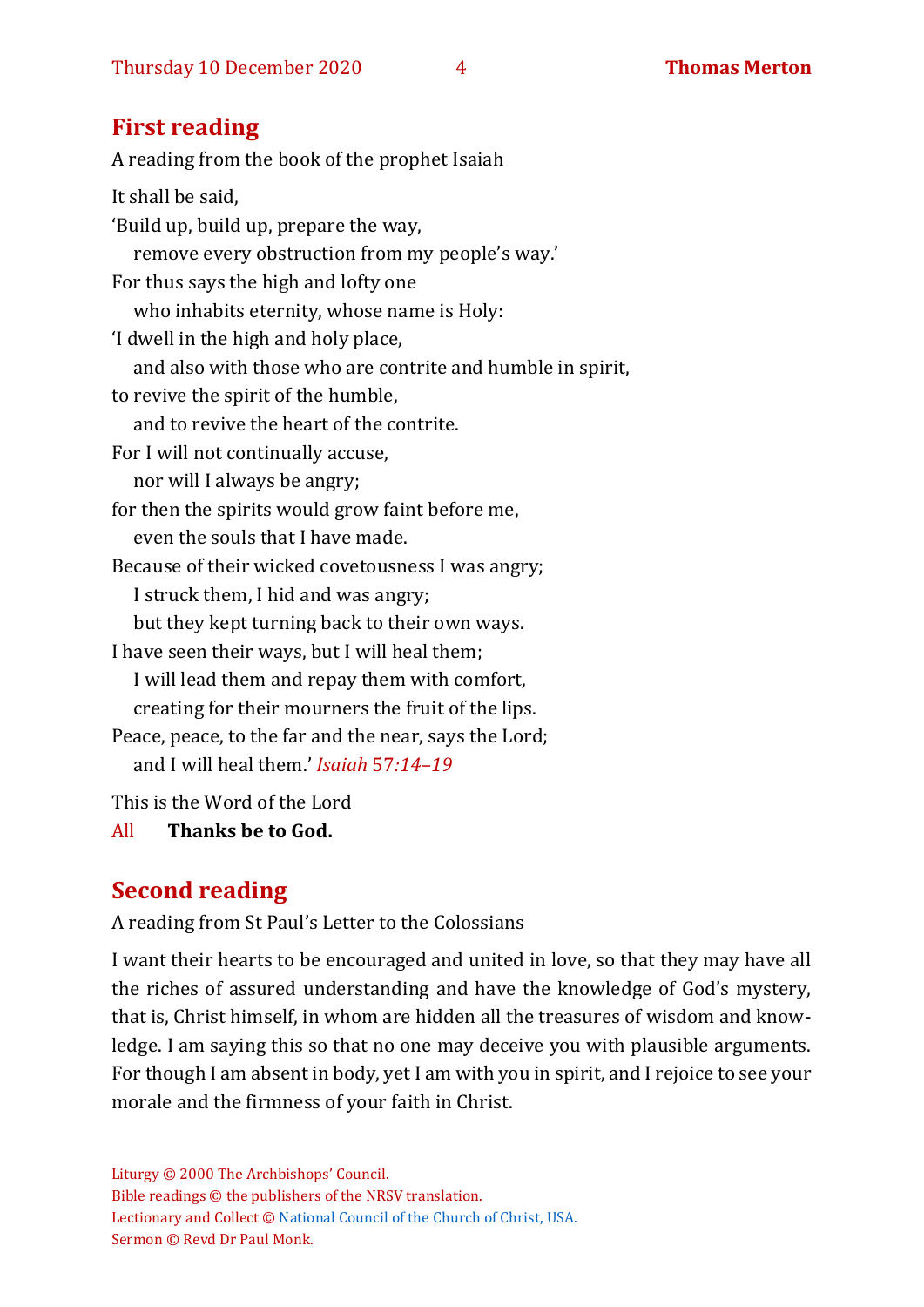## First reading

A reading from the book of the prophet Isaiah

It shall be said,
'Build up, build up, prepare the way,
  remove every obstruction from my people's way.'
For thus says the high and lofty one
  who inhabits eternity, whose name is Holy:
'I dwell in the high and holy place,
  and also with those who are contrite and humble in spirit,
to revive the spirit of the humble,
  and to revive the heart of the contrite.
For I will not continually accuse,
  nor will I always be angry;
for then the spirits would grow faint before me,
  even the souls that I have made.
Because of their wicked covetousness I was angry;
  I struck them, I hid and was angry;
  but they kept turning back to their own ways.
I have seen their ways, but I will heal them;
  I will lead them and repay them with comfort,
  creating for their mourners the fruit of the lips.
Peace, peace, to the far and the near, says the Lord;
  and I will heal them.' *Isaiah* 57*:14–19*

This is the Word of the Lord

All **Thanks be to God.**

## Second reading

A reading from St Paul's Letter to the Colossians

I want their hearts to be encouraged and united in love, so that they may have all the riches of assured understanding and have the knowledge of God's mystery, that is, Christ himself, in whom are hidden all the treasures of wisdom and knowledge. I am saying this so that no one may deceive you with plausible arguments. For though I am absent in body, yet I am with you in spirit, and I rejoice to see your morale and the firmness of your faith in Christ.

Liturgy © 2000 The Archbishops' Council.
Bible readings © the publishers of the NRSV translation.
Lectionary and Collect © National Council of the Church of Christ, USA.
Sermon © Revd Dr Paul Monk.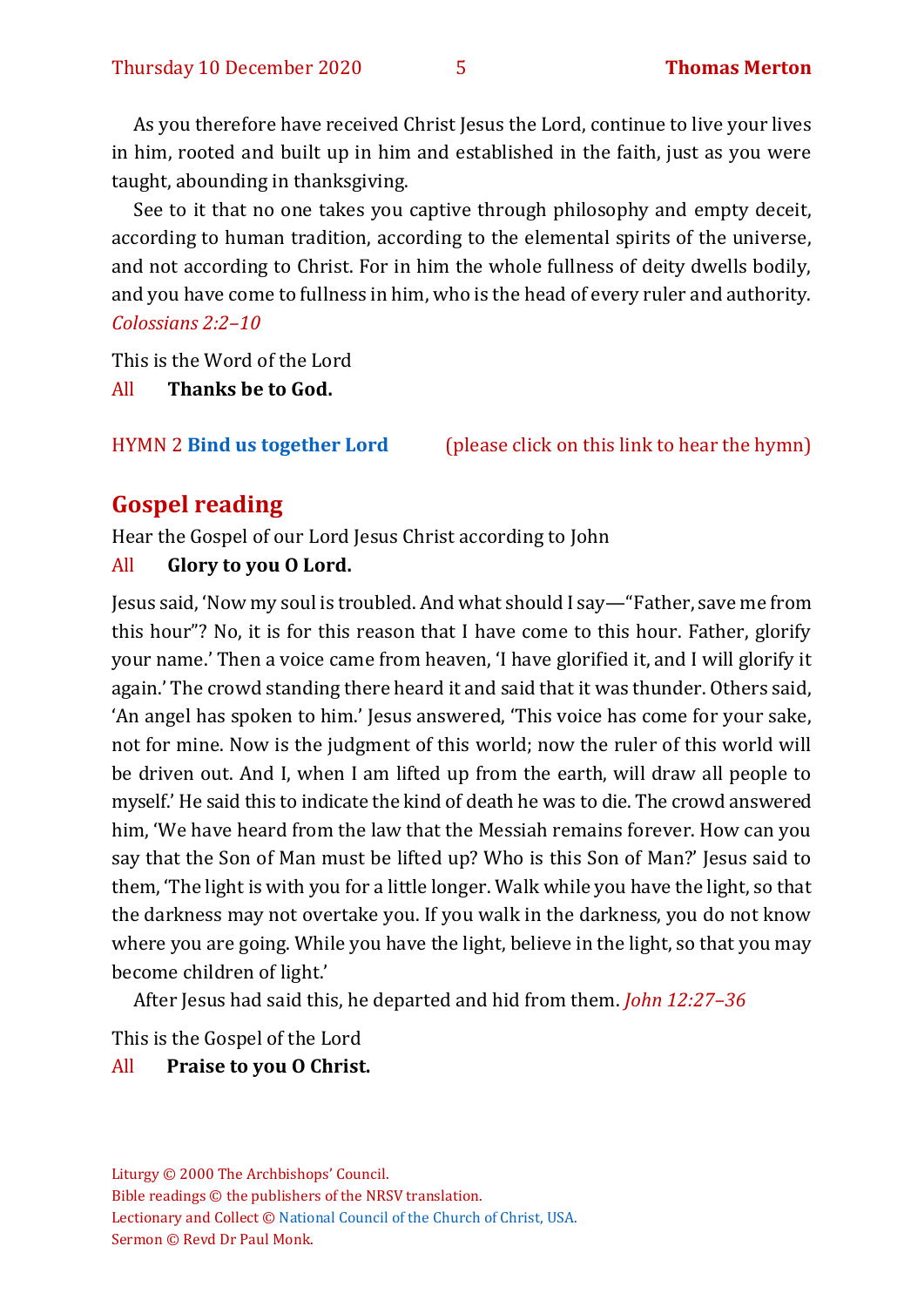As you therefore have received Christ Jesus the Lord, continue to live your lives in him, rooted and built up in him and established in the faith, just as you were taught, abounding in thanksgiving.

See to it that no one takes you captive through philosophy and empty deceit, according to human tradition, according to the elemental spirits of the universe, and not according to Christ. For in him the whole fullness of deity dwells bodily, and you have come to fullness in him, who is the head of every ruler and authority. *Colossians 2:2–10*

This is the Word of the Lord

All **Thanks be to God.**

HYMN 2 **Bind us together Lord** (please click on this link to hear the hymn)

## Gospel reading

Hear the Gospel of our Lord Jesus Christ according to John

All **Glory to you O Lord.**

Jesus said, 'Now my soul is troubled. And what should I say—"Father, save me from this hour"? No, it is for this reason that I have come to this hour. Father, glorify your name.' Then a voice came from heaven, 'I have glorified it, and I will glorify it again.' The crowd standing there heard it and said that it was thunder. Others said, 'An angel has spoken to him.' Jesus answered, 'This voice has come for your sake, not for mine. Now is the judgment of this world; now the ruler of this world will be driven out. And I, when I am lifted up from the earth, will draw all people to myself.' He said this to indicate the kind of death he was to die. The crowd answered him, 'We have heard from the law that the Messiah remains forever. How can you say that the Son of Man must be lifted up? Who is this Son of Man?' Jesus said to them, 'The light is with you for a little longer. Walk while you have the light, so that the darkness may not overtake you. If you walk in the darkness, you do not know where you are going. While you have the light, believe in the light, so that you may become children of light.'

After Jesus had said this, he departed and hid from them. *John 12:27–36*

This is the Gospel of the Lord

All **Praise to you O Christ.**

Liturgy © 2000 The Archbishops' Council.
Bible readings © the publishers of the NRSV translation.
Lectionary and Collect © National Council of the Church of Christ, USA.
Sermon © Revd Dr Paul Monk.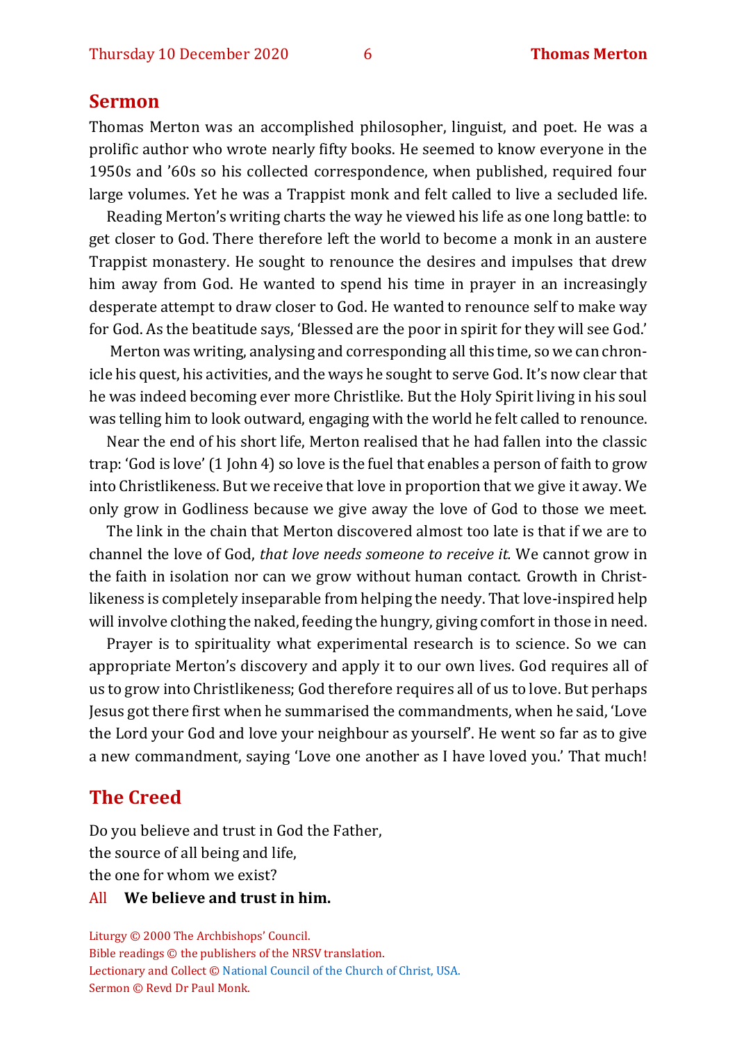## Sermon

Thomas Merton was an accomplished philosopher, linguist, and poet. He was a prolific author who wrote nearly fifty books. He seemed to know everyone in the 1950s and '60s so his collected correspondence, when published, required four large volumes. Yet he was a Trappist monk and felt called to live a secluded life.

Reading Merton's writing charts the way he viewed his life as one long battle: to get closer to God. There therefore left the world to become a monk in an austere Trappist monastery. He sought to renounce the desires and impulses that drew him away from God. He wanted to spend his time in prayer in an increasingly desperate attempt to draw closer to God. He wanted to renounce self to make way for God. As the beatitude says, 'Blessed are the poor in spirit for they will see God.'

Merton was writing, analysing and corresponding all this time, so we can chronicle his quest, his activities, and the ways he sought to serve God. It's now clear that he was indeed becoming ever more Christlike. But the Holy Spirit living in his soul was telling him to look outward, engaging with the world he felt called to renounce.

Near the end of his short life, Merton realised that he had fallen into the classic trap: 'God is love' (1 John 4) so love is the fuel that enables a person of faith to grow into Christlikeness. But we receive that love in proportion that we give it away. We only grow in Godliness because we give away the love of God to those we meet.

The link in the chain that Merton discovered almost too late is that if we are to channel the love of God, *that love needs someone to receive it.* We cannot grow in the faith in isolation nor can we grow without human contact. Growth in Christlikeness is completely inseparable from helping the needy. That love-inspired help will involve clothing the naked, feeding the hungry, giving comfort in those in need.

Prayer is to spirituality what experimental research is to science. So we can appropriate Merton's discovery and apply it to our own lives. God requires all of us to grow into Christlikeness; God therefore requires all of us to love. But perhaps Jesus got there first when he summarised the commandments, when he said, 'Love the Lord your God and love your neighbour as yourself'. He went so far as to give a new commandment, saying 'Love one another as I have loved you.' That much!

## The Creed

Do you believe and trust in God the Father,
the source of all being and life,
the one for whom we exist?

All **We believe and trust in him.**

Liturgy © 2000 The Archbishops' Council.
Bible readings © the publishers of the NRSV translation.
Lectionary and Collect © National Council of the Church of Christ, USA.
Sermon © Revd Dr Paul Monk.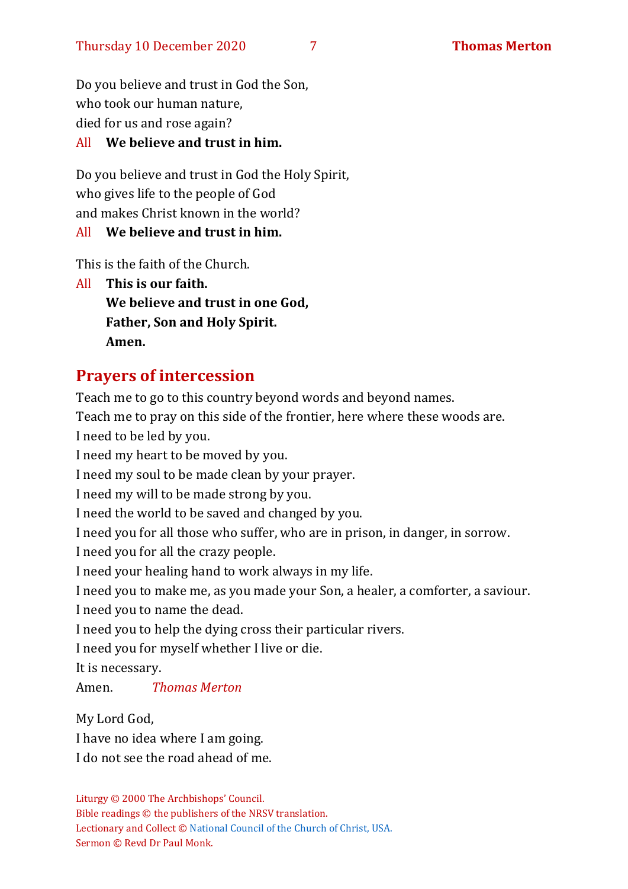Do you believe and trust in God the Son,
who took our human nature,
died for us and rose again?

All **We believe and trust in him.**

Do you believe and trust in God the Holy Spirit,
who gives life to the people of God
and makes Christ known in the world?

All **We believe and trust in him.**

This is the faith of the Church.

All **This is our faith.**
**We believe and trust in one God,**
**Father, Son and Holy Spirit.**
**Amen.**

## Prayers of intercession

Teach me to go to this country beyond words and beyond names.
Teach me to pray on this side of the frontier, here where these woods are.
I need to be led by you.
I need my heart to be moved by you.
I need my soul to be made clean by your prayer.
I need my will to be made strong by you.
I need the world to be saved and changed by you.
I need you for all those who suffer, who are in prison, in danger, in sorrow.
I need you for all the crazy people.
I need your healing hand to work always in my life.
I need you to make me, as you made your Son, a healer, a comforter, a saviour.
I need you to name the dead.
I need you to help the dying cross their particular rivers.
I need you for myself whether I live or die.
It is necessary.
Amen. *Thomas Merton*

My Lord God,
I have no idea where I am going.
I do not see the road ahead of me.

Liturgy © 2000 The Archbishops' Council.
Bible readings © the publishers of the NRSV translation.
Lectionary and Collect © National Council of the Church of Christ, USA.
Sermon © Revd Dr Paul Monk.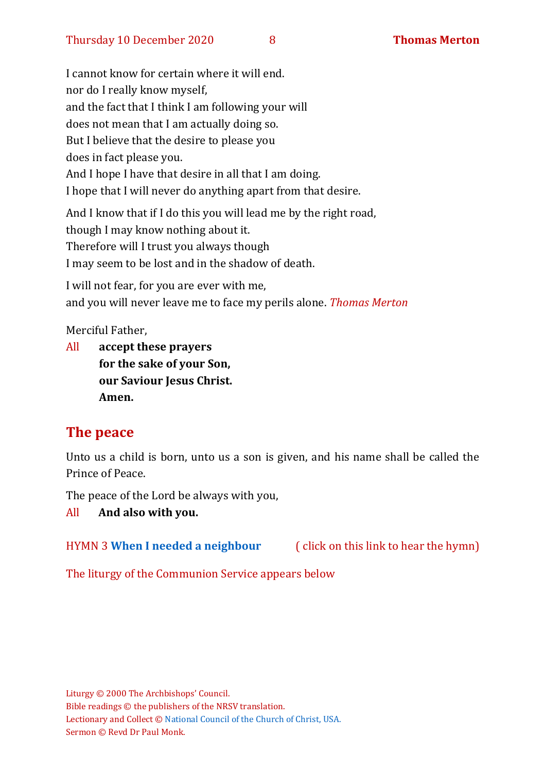I cannot know for certain where it will end.
nor do I really know myself,
and the fact that I think I am following your will
does not mean that I am actually doing so.
But I believe that the desire to please you
does in fact please you.
And I hope I have that desire in all that I am doing.
I hope that I will never do anything apart from that desire.

And I know that if I do this you will lead me by the right road,
though I may know nothing about it.
Therefore will I trust you always though
I may seem to be lost and in the shadow of death.

I will not fear, for you are ever with me,
and you will never leave me to face my perils alone. *Thomas Merton*

Merciful Father,

All **accept these prayers**
**for the sake of your Son,**
**our Saviour Jesus Christ.**
**Amen.**

## The peace

Unto us a child is born, unto us a son is given, and his name shall be called the Prince of Peace.

The peace of the Lord be always with you,

All **And also with you.**

HYMN 3 **When I needed a neighbour** ( click on this link to hear the hymn)

The liturgy of the Communion Service appears below

Liturgy © 2000 The Archbishops' Council.
Bible readings © the publishers of the NRSV translation.
Lectionary and Collect © National Council of the Church of Christ, USA.
Sermon © Revd Dr Paul Monk.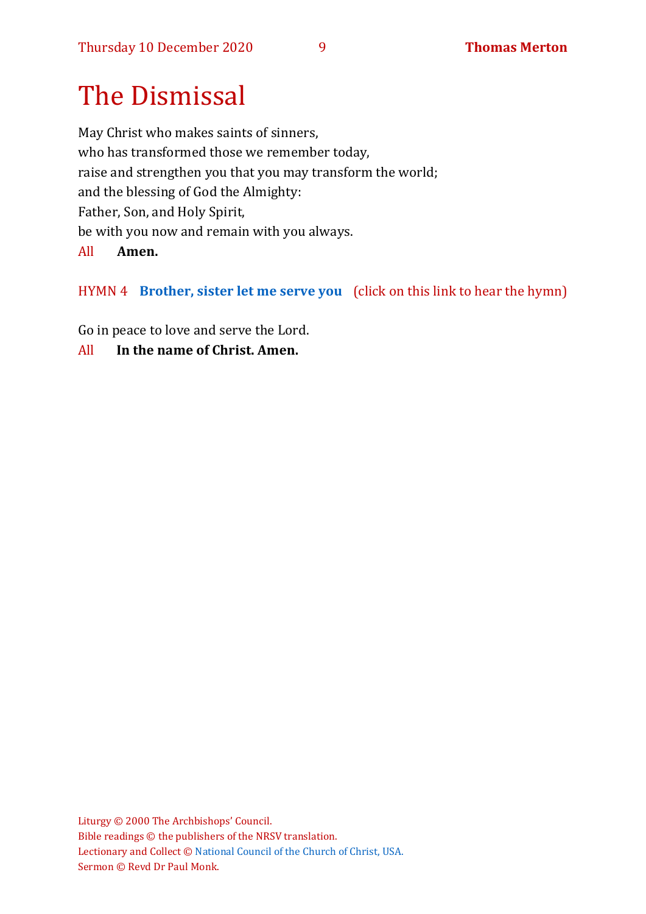# The Dismissal

May Christ who makes saints of sinners,
who has transformed those we remember today,
raise and strengthen you that you may transform the world;
and the blessing of God the Almighty:
Father, Son, and Holy Spirit,
be with you now and remain with you always.

All **Amen.**

HYMN 4 **Brother, sister let me serve you** (click on this link to hear the hymn)

Go in peace to love and serve the Lord.

All **In the name of Christ. Amen.**

Liturgy © 2000 The Archbishops' Council.
Bible readings © the publishers of the NRSV translation.
Lectionary and Collect © National Council of the Church of Christ, USA.
Sermon © Revd Dr Paul Monk.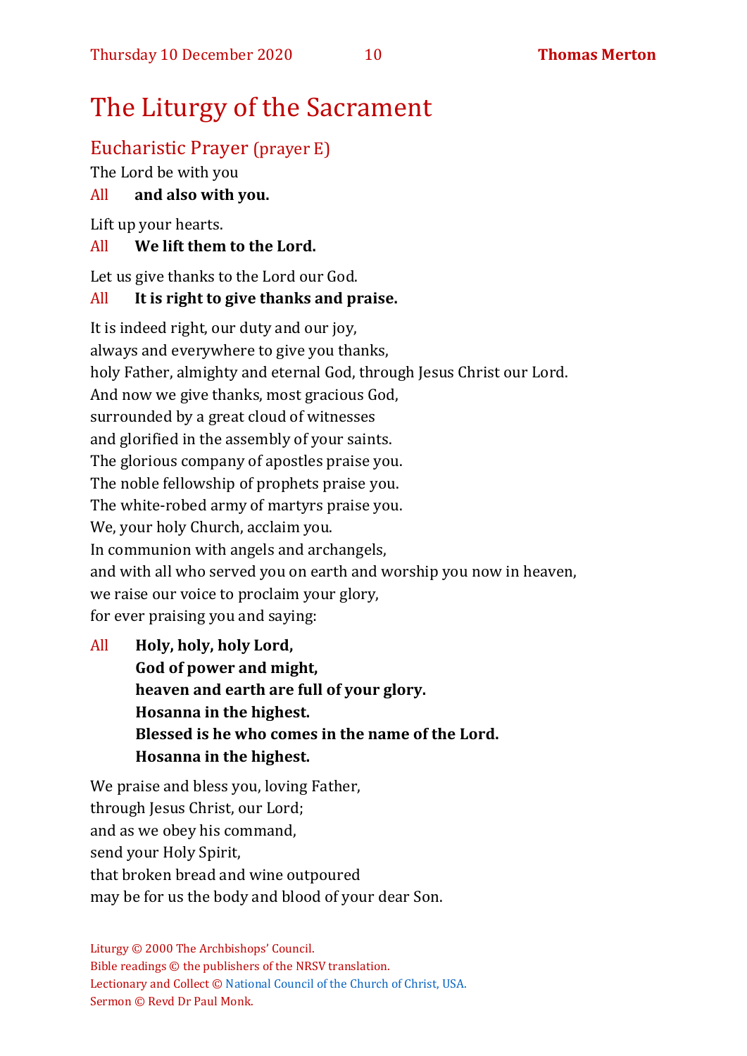# The Liturgy of the Sacrament

## Eucharistic Prayer (prayer E)

The Lord be with you

All **and also with you.**

Lift up your hearts.

All **We lift them to the Lord.**

Let us give thanks to the Lord our God.

All **It is right to give thanks and praise.**

It is indeed right, our duty and our joy,
always and everywhere to give you thanks,
holy Father, almighty and eternal God, through Jesus Christ our Lord.
And now we give thanks, most gracious God,
surrounded by a great cloud of witnesses
and glorified in the assembly of your saints.
The glorious company of apostles praise you.
The noble fellowship of prophets praise you.
The white-robed army of martyrs praise you.
We, your holy Church, acclaim you.
In communion with angels and archangels,
and with all who served you on earth and worship you now in heaven,
we raise our voice to proclaim your glory,
for ever praising you and saying:

All **Holy, holy, holy Lord,**
**God of power and might,**
**heaven and earth are full of your glory.**
**Hosanna in the highest.**
**Blessed is he who comes in the name of the Lord.**
**Hosanna in the highest.**

We praise and bless you, loving Father,
through Jesus Christ, our Lord;
and as we obey his command,
send your Holy Spirit,
that broken bread and wine outpoured
may be for us the body and blood of your dear Son.

Liturgy © 2000 The Archbishops' Council.
Bible readings © the publishers of the NRSV translation.
Lectionary and Collect © National Council of the Church of Christ, USA.
Sermon © Revd Dr Paul Monk.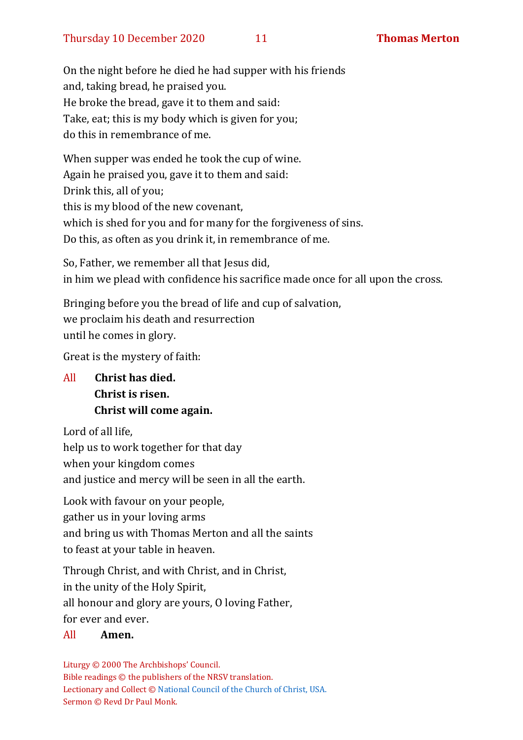On the night before he died he had supper with his friends
and, taking bread, he praised you.
He broke the bread, gave it to them and said:
Take, eat; this is my body which is given for you;
do this in remembrance of me.

When supper was ended he took the cup of wine.
Again he praised you, gave it to them and said:
Drink this, all of you;
this is my blood of the new covenant,
which is shed for you and for many for the forgiveness of sins.
Do this, as often as you drink it, in remembrance of me.

So, Father, we remember all that Jesus did,
in him we plead with confidence his sacrifice made once for all upon the cross.

Bringing before you the bread of life and cup of salvation,
we proclaim his death and resurrection
until he comes in glory.

Great is the mystery of faith:

All **Christ has died.**
**Christ is risen.**
**Christ will come again.**

Lord of all life,
help us to work together for that day
when your kingdom comes
and justice and mercy will be seen in all the earth.

Look with favour on your people,
gather us in your loving arms
and bring us with Thomas Merton and all the saints
to feast at your table in heaven.

Through Christ, and with Christ, and in Christ,
in the unity of the Holy Spirit,
all honour and glory are yours, O loving Father,
for ever and ever.

All **Amen.**

Liturgy © 2000 The Archbishops' Council.
Bible readings © the publishers of the NRSV translation.
Lectionary and Collect © National Council of the Church of Christ, USA.
Sermon © Revd Dr Paul Monk.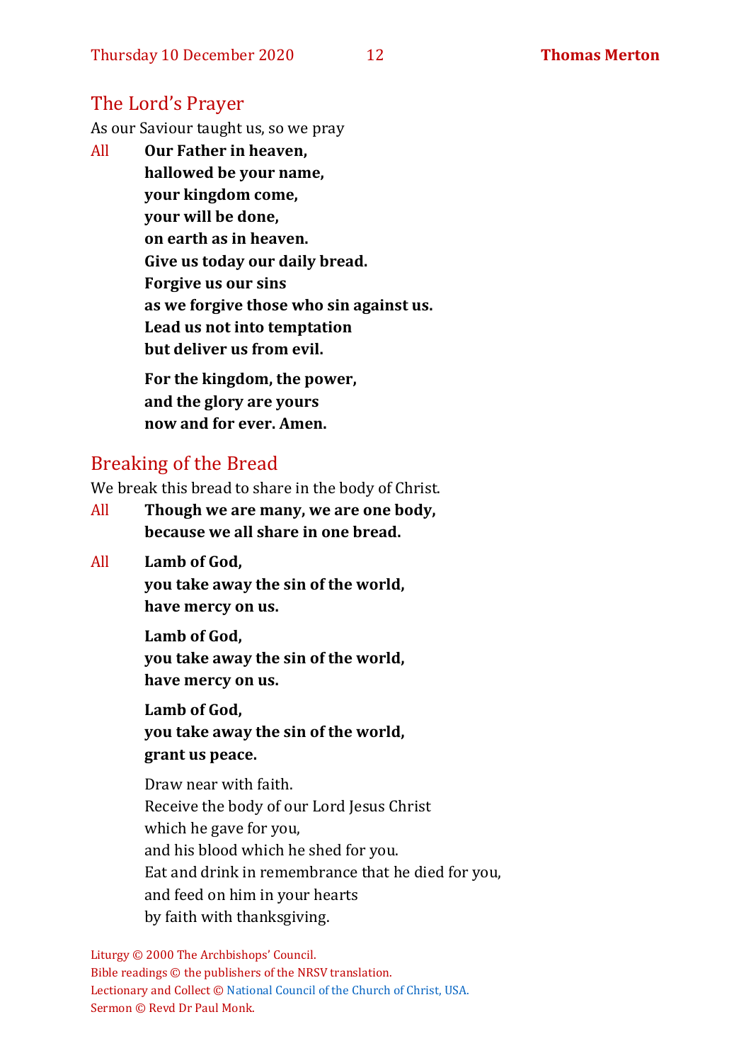## The Lord's Prayer

As our Saviour taught us, so we pray

All **Our Father in heaven,**
**hallowed be your name,**
**your kingdom come,**
**your will be done,**
**on earth as in heaven.**
**Give us today our daily bread.**
**Forgive us our sins**
**as we forgive those who sin against us.**
**Lead us not into temptation**
**but deliver us from evil.**

**For the kingdom, the power,**
**and the glory are yours**
**now and for ever. Amen.**

## Breaking of the Bread

We break this bread to share in the body of Christ.

All **Though we are many, we are one body,**
**because we all share in one bread.**

All **Lamb of God,**
**you take away the sin of the world,**
**have mercy on us.**

**Lamb of God,**
**you take away the sin of the world,**
**have mercy on us.**

**Lamb of God,**
**you take away the sin of the world,**
**grant us peace.**

Draw near with faith.
Receive the body of our Lord Jesus Christ
which he gave for you,
and his blood which he shed for you.
Eat and drink in remembrance that he died for you,
and feed on him in your hearts
by faith with thanksgiving.

Liturgy © 2000 The Archbishops' Council.
Bible readings © the publishers of the NRSV translation.
Lectionary and Collect © National Council of the Church of Christ, USA.
Sermon © Revd Dr Paul Monk.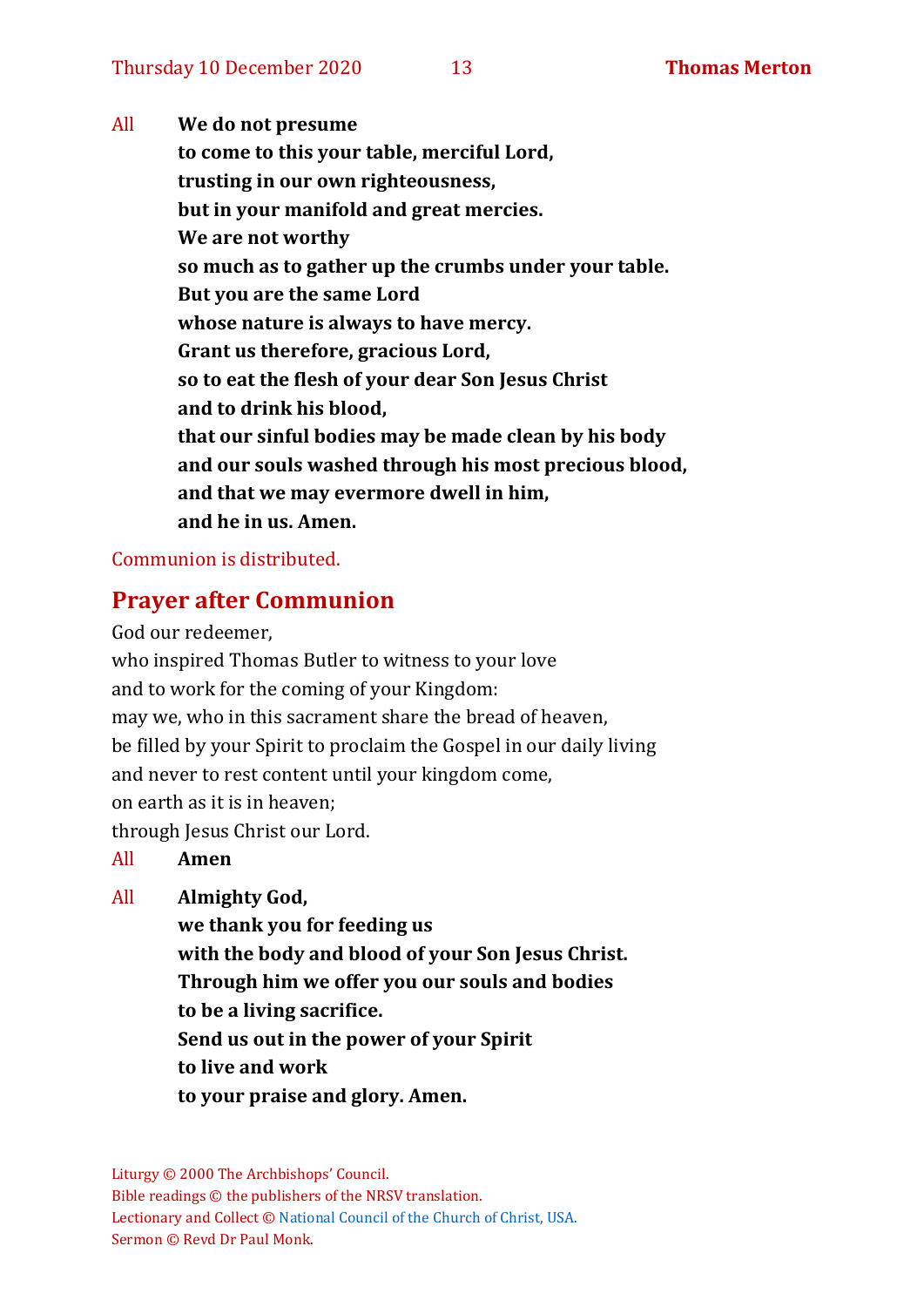All **We do not presume**
**to come to this your table, merciful Lord,**
**trusting in our own righteousness,**
**but in your manifold and great mercies.**
**We are not worthy**
**so much as to gather up the crumbs under your table.**
**But you are the same Lord**
**whose nature is always to have mercy.**
**Grant us therefore, gracious Lord,**
**so to eat the flesh of your dear Son Jesus Christ**
**and to drink his blood,**
**that our sinful bodies may be made clean by his body**
**and our souls washed through his most precious blood,**
**and that we may evermore dwell in him,**
**and he in us. Amen.**

Communion is distributed.

## Prayer after Communion

God our redeemer,
who inspired Thomas Butler to witness to your love
and to work for the coming of your Kingdom:
may we, who in this sacrament share the bread of heaven,
be filled by your Spirit to proclaim the Gospel in our daily living
and never to rest content until your kingdom come,
on earth as it is in heaven;
through Jesus Christ our Lord.

All **Amen**

All **Almighty God,**
**we thank you for feeding us**
**with the body and blood of your Son Jesus Christ.**
**Through him we offer you our souls and bodies**
**to be a living sacrifice.**
**Send us out in the power of your Spirit**
**to live and work**
**to your praise and glory. Amen.**

Liturgy © 2000 The Archbishops' Council.
Bible readings © the publishers of the NRSV translation.
Lectionary and Collect © National Council of the Church of Christ, USA.
Sermon © Revd Dr Paul Monk.